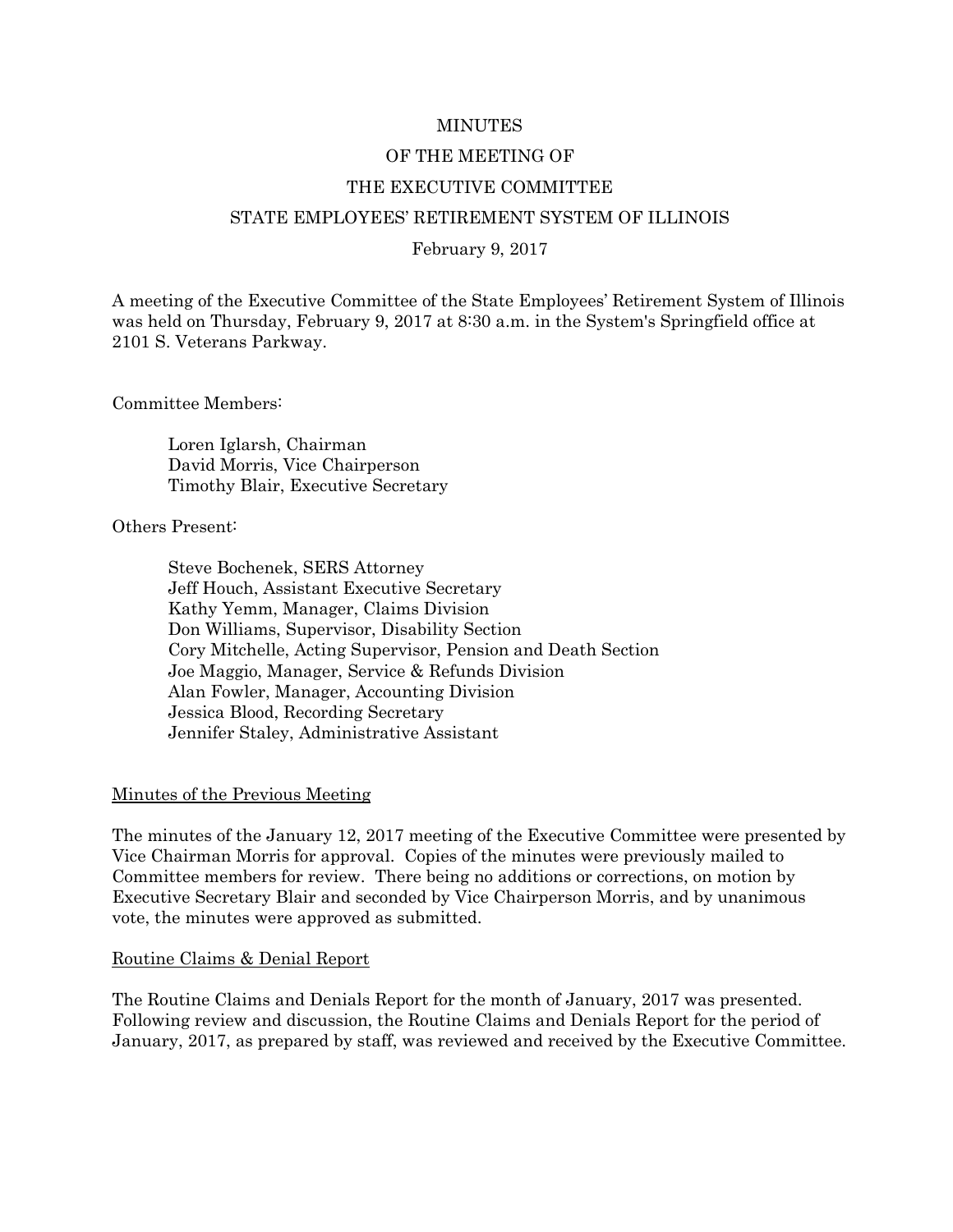MINUTES

OF THE MEETING OF

THE EXECUTIVE COMMITTEE

STATE EMPLOYEES' RETIREMENT SYSTEM OF ILLINOIS

February 9, 2017

A meeting of the Executive Committee of the State Employees' Retirement System of Illinois was held on Thursday, February 9, 2017 at 8:30 a.m. in the System's Springfield office at 2101 S. Veterans Parkway.

Committee Members:

Loren Iglarsh, Chairman
David Morris, Vice Chairperson
Timothy Blair, Executive Secretary

Others Present:

Steve Bochenek, SERS Attorney
Jeff Houch, Assistant Executive Secretary
Kathy Yemm, Manager, Claims Division
Don Williams, Supervisor, Disability Section
Cory Mitchelle, Acting Supervisor, Pension and Death Section
Joe Maggio, Manager, Service & Refunds Division
Alan Fowler, Manager, Accounting Division
Jessica Blood, Recording Secretary
Jennifer Staley, Administrative Assistant

Minutes of the Previous Meeting

The minutes of the January 12, 2017 meeting of the Executive Committee were presented by Vice Chairman Morris for approval. Copies of the minutes were previously mailed to Committee members for review. There being no additions or corrections, on motion by Executive Secretary Blair and seconded by Vice Chairperson Morris, and by unanimous vote, the minutes were approved as submitted.

Routine Claims & Denial Report

The Routine Claims and Denials Report for the month of January, 2017 was presented. Following review and discussion, the Routine Claims and Denials Report for the period of January, 2017, as prepared by staff, was reviewed and received by the Executive Committee.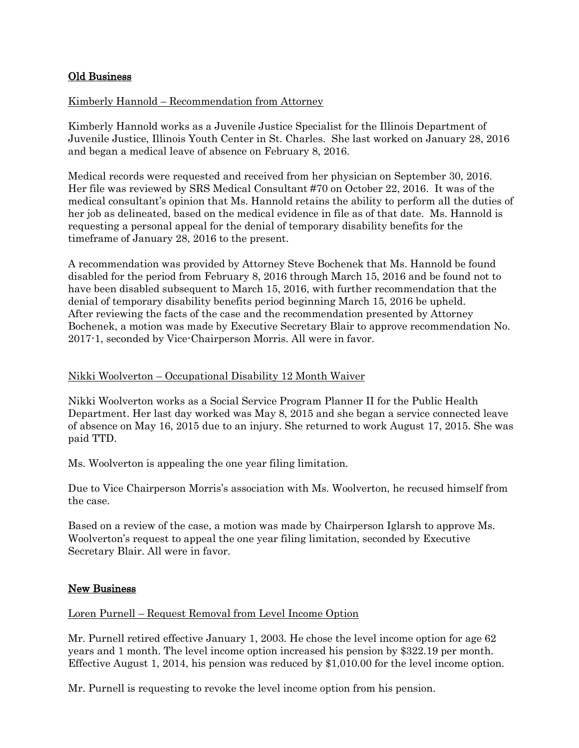## Old Business

Kimberly Hannold – Recommendation from Attorney

Kimberly Hannold works as a Juvenile Justice Specialist for the Illinois Department of Juvenile Justice, Illinois Youth Center in St. Charles. She last worked on January 28, 2016 and began a medical leave of absence on February 8, 2016.

Medical records were requested and received from her physician on September 30, 2016. Her file was reviewed by SRS Medical Consultant #70 on October 22, 2016. It was of the medical consultant's opinion that Ms. Hannold retains the ability to perform all the duties of her job as delineated, based on the medical evidence in file as of that date. Ms. Hannold is requesting a personal appeal for the denial of temporary disability benefits for the timeframe of January 28, 2016 to the present.

A recommendation was provided by Attorney Steve Bochenek that Ms. Hannold be found disabled for the period from February 8, 2016 through March 15, 2016 and be found not to have been disabled subsequent to March 15, 2016, with further recommendation that the denial of temporary disability benefits period beginning March 15, 2016 be upheld. After reviewing the facts of the case and the recommendation presented by Attorney Bochenek, a motion was made by Executive Secretary Blair to approve recommendation No. 2017-1, seconded by Vice-Chairperson Morris. All were in favor.

Nikki Woolverton – Occupational Disability 12 Month Waiver

Nikki Woolverton works as a Social Service Program Planner II for the Public Health Department. Her last day worked was May 8, 2015 and she began a service connected leave of absence on May 16, 2015 due to an injury. She returned to work August 17, 2015. She was paid TTD.

Ms. Woolverton is appealing the one year filing limitation.

Due to Vice Chairperson Morris's association with Ms. Woolverton, he recused himself from the case.

Based on a review of the case, a motion was made by Chairperson Iglarsh to approve Ms. Woolverton's request to appeal the one year filing limitation, seconded by Executive Secretary Blair. All were in favor.

## New Business

Loren Purnell – Request Removal from Level Income Option

Mr. Purnell retired effective January 1, 2003. He chose the level income option for age 62 years and 1 month. The level income option increased his pension by $322.19 per month. Effective August 1, 2014, his pension was reduced by $1,010.00 for the level income option.

Mr. Purnell is requesting to revoke the level income option from his pension.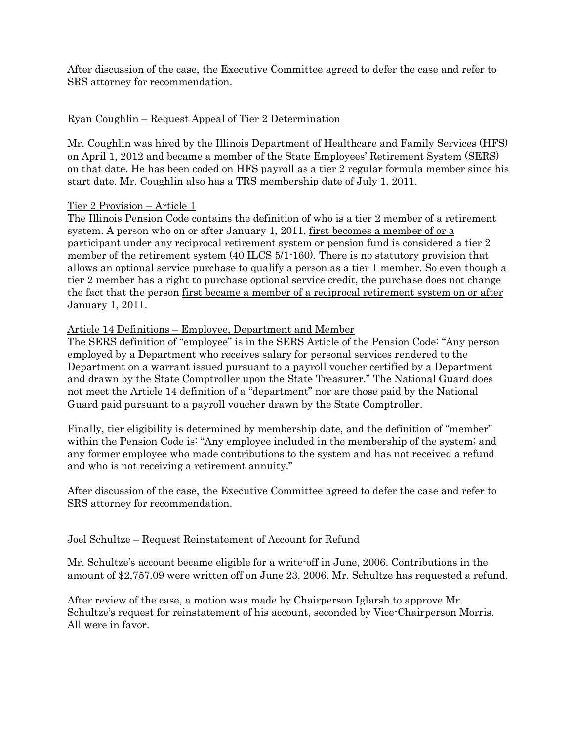After discussion of the case, the Executive Committee agreed to defer the case and refer to SRS attorney for recommendation.

<u>Ryan Coughlin – Request Appeal of Tier 2 Determination</u>

Mr. Coughlin was hired by the Illinois Department of Healthcare and Family Services (HFS) on April 1, 2012 and became a member of the State Employees' Retirement System (SERS) on that date. He has been coded on HFS payroll as a tier 2 regular formula member since his start date. Mr. Coughlin also has a TRS membership date of July 1, 2011.

<u>Tier 2 Provision – Article 1</u>

The Illinois Pension Code contains the definition of who is a tier 2 member of a retirement system. A person who on or after January 1, 2011, <u>first becomes a member of or a participant under any reciprocal retirement system or pension fund</u> is considered a tier 2 member of the retirement system (40 ILCS 5/1-160). There is no statutory provision that allows an optional service purchase to qualify a person as a tier 1 member. So even though a tier 2 member has a right to purchase optional service credit, the purchase does not change the fact that the person <u>first became a member of a reciprocal retirement system on or after January 1, 2011</u>.

<u>Article 14 Definitions – Employee, Department and Member</u>

The SERS definition of "employee" is in the SERS Article of the Pension Code: "Any person employed by a Department who receives salary for personal services rendered to the Department on a warrant issued pursuant to a payroll voucher certified by a Department and drawn by the State Comptroller upon the State Treasurer." The National Guard does not meet the Article 14 definition of a "department" nor are those paid by the National Guard paid pursuant to a payroll voucher drawn by the State Comptroller.

Finally, tier eligibility is determined by membership date, and the definition of "member" within the Pension Code is: "Any employee included in the membership of the system; and any former employee who made contributions to the system and has not received a refund and who is not receiving a retirement annuity."

After discussion of the case, the Executive Committee agreed to defer the case and refer to SRS attorney for recommendation.

<u>Joel Schultze – Request Reinstatement of Account for Refund</u>

Mr. Schultze's account became eligible for a write-off in June, 2006. Contributions in the amount of $2,757.09 were written off on June 23, 2006. Mr. Schultze has requested a refund.

After review of the case, a motion was made by Chairperson Iglarsh to approve Mr. Schultze's request for reinstatement of his account, seconded by Vice-Chairperson Morris. All were in favor.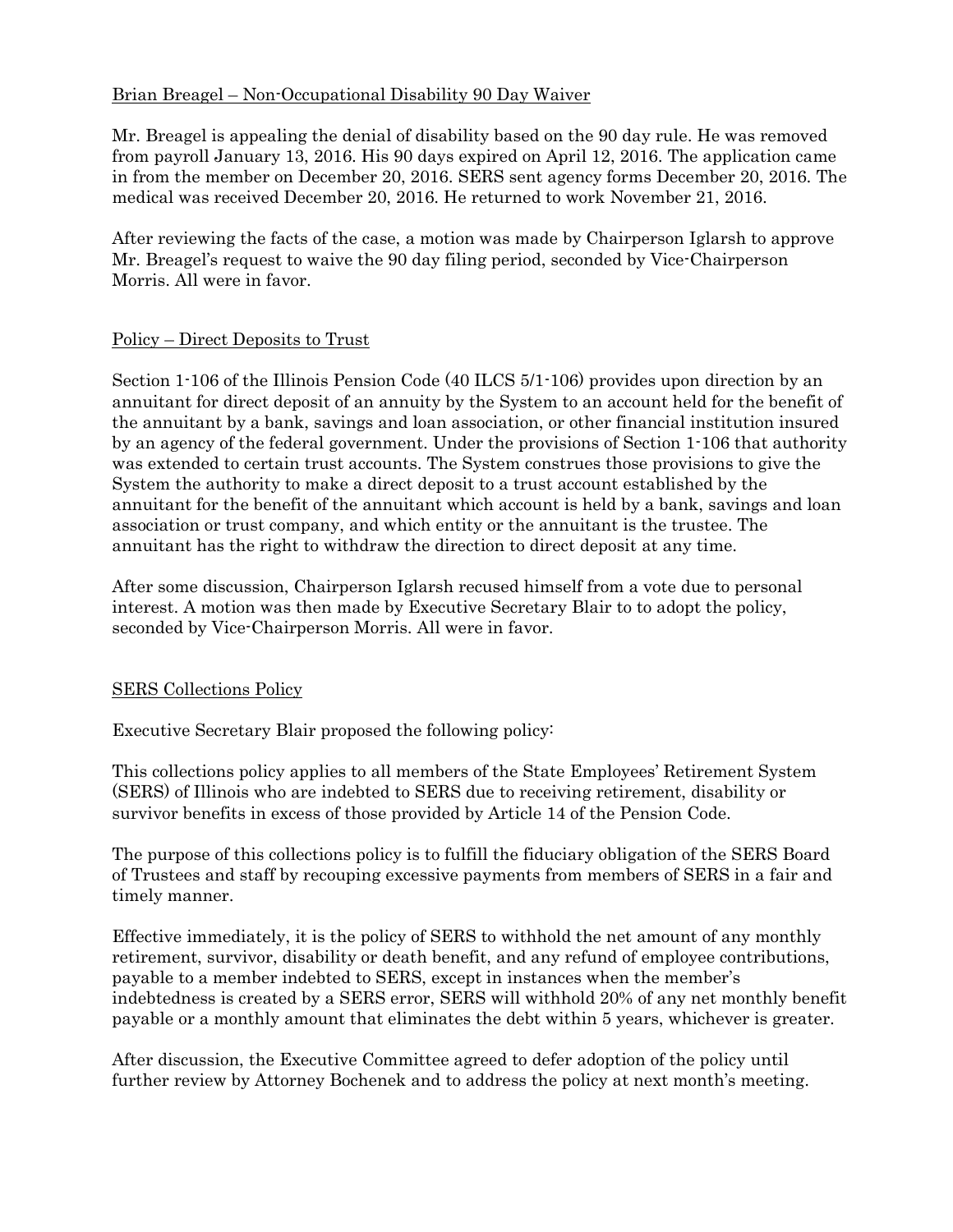Brian Breagel – Non-Occupational Disability 90 Day Waiver

Mr. Breagel is appealing the denial of disability based on the 90 day rule. He was removed from payroll January 13, 2016. His 90 days expired on April 12, 2016. The application came in from the member on December 20, 2016. SERS sent agency forms December 20, 2016. The medical was received December 20, 2016. He returned to work November 21, 2016.

After reviewing the facts of the case, a motion was made by Chairperson Iglarsh to approve Mr. Breagel's request to waive the 90 day filing period, seconded by Vice-Chairperson Morris. All were in favor.

Policy – Direct Deposits to Trust

Section 1-106 of the Illinois Pension Code (40 ILCS 5/1-106) provides upon direction by an annuitant for direct deposit of an annuity by the System to an account held for the benefit of the annuitant by a bank, savings and loan association, or other financial institution insured by an agency of the federal government. Under the provisions of Section 1-106 that authority was extended to certain trust accounts. The System construes those provisions to give the System the authority to make a direct deposit to a trust account established by the annuitant for the benefit of the annuitant which account is held by a bank, savings and loan association or trust company, and which entity or the annuitant is the trustee. The annuitant has the right to withdraw the direction to direct deposit at any time.

After some discussion, Chairperson Iglarsh recused himself from a vote due to personal interest. A motion was then made by Executive Secretary Blair to to adopt the policy, seconded by Vice-Chairperson Morris. All were in favor.

SERS Collections Policy

Executive Secretary Blair proposed the following policy:

This collections policy applies to all members of the State Employees' Retirement System (SERS) of Illinois who are indebted to SERS due to receiving retirement, disability or survivor benefits in excess of those provided by Article 14 of the Pension Code.

The purpose of this collections policy is to fulfill the fiduciary obligation of the SERS Board of Trustees and staff by recouping excessive payments from members of SERS in a fair and timely manner.

Effective immediately, it is the policy of SERS to withhold the net amount of any monthly retirement, survivor, disability or death benefit, and any refund of employee contributions, payable to a member indebted to SERS, except in instances when the member's indebtedness is created by a SERS error, SERS will withhold 20% of any net monthly benefit payable or a monthly amount that eliminates the debt within 5 years, whichever is greater.

After discussion, the Executive Committee agreed to defer adoption of the policy until further review by Attorney Bochenek and to address the policy at next month's meeting.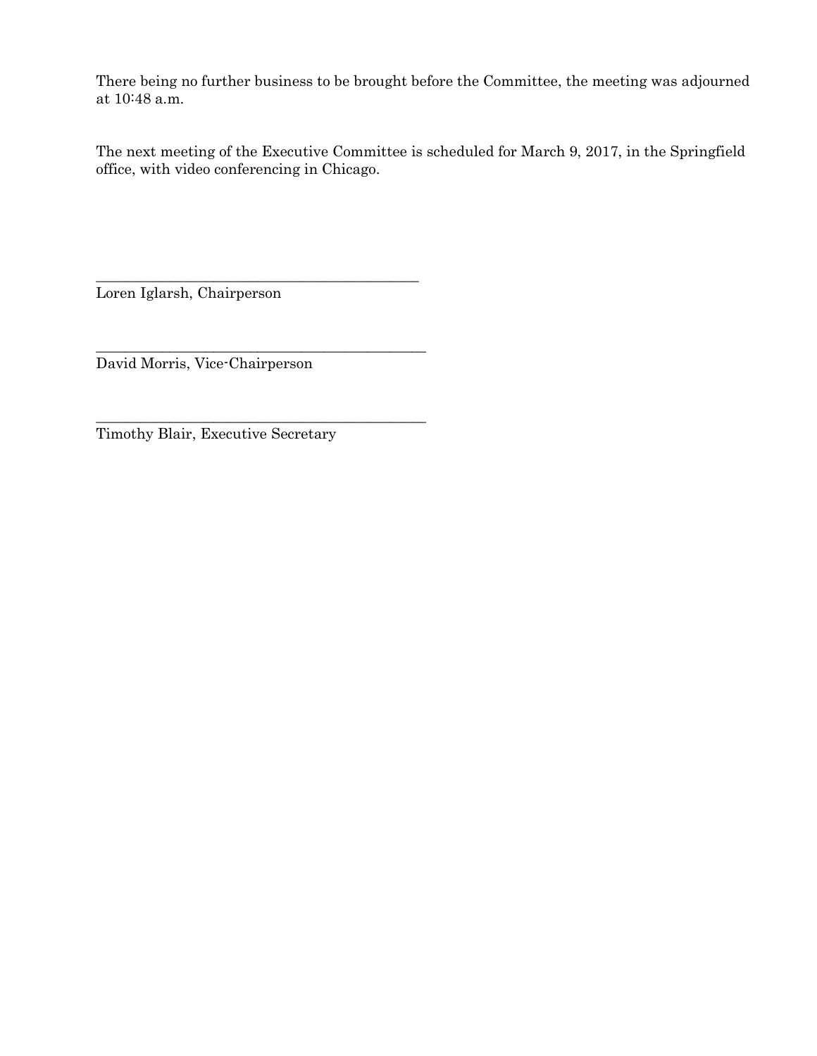There being no further business to be brought before the Committee, the meeting was adjourned at 10:48 a.m.

The next meeting of the Executive Committee is scheduled for March 9, 2017, in the Springfield office, with video conferencing in Chicago.

\_\_\_\_\_\_\_\_\_\_\_\_\_\_\_\_\_\_\_\_\_\_\_\_\_\_\_\_\_\_\_\_\_\_\_\_\_\_\_\_\_\_\_\_

Loren Iglarsh, Chairperson

\_\_\_\_\_\_\_\_\_\_\_\_\_\_\_\_\_\_\_\_\_\_\_\_\_\_\_\_\_\_\_\_\_\_\_\_\_\_\_\_\_\_\_\_

David Morris, Vice-Chairperson

\_\_\_\_\_\_\_\_\_\_\_\_\_\_\_\_\_\_\_\_\_\_\_\_\_\_\_\_\_\_\_\_\_\_\_\_\_\_\_\_\_\_\_\_

Timothy Blair, Executive Secretary